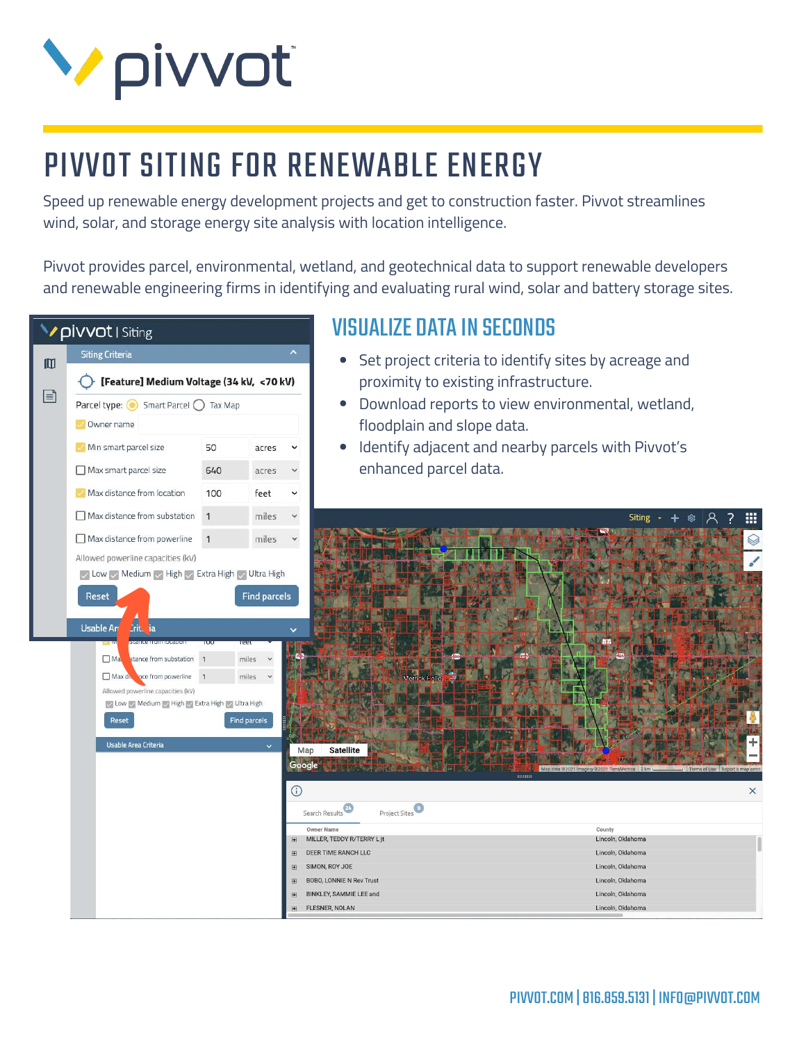# PIVVOT SITING FOR RENEWABLE ENERGY

Speed up renewable energy development projects and get to construction faster. Pivvot streamlines wind, solar, and storage energy site analysis with location intelligence.

Pivvot provides parcel, environmental, wetland, and geotechnical data to support renewable developers and renewable engineering firms in identifying and evaluating rural wind, solar and battery storage sites.

## VISUALIZE DATA IN SECONDS

- Set project criteria to identify sites by acreage and proximity to existing infrastructure.
- Download reports to view environmental, wetland, floodplain and slope data.
- Identify adjacent and nearby parcels with Pivvot's enhanced parcel data.

PIVVOT.COM | 816.859.5131 | INFO@PIVVOT.COM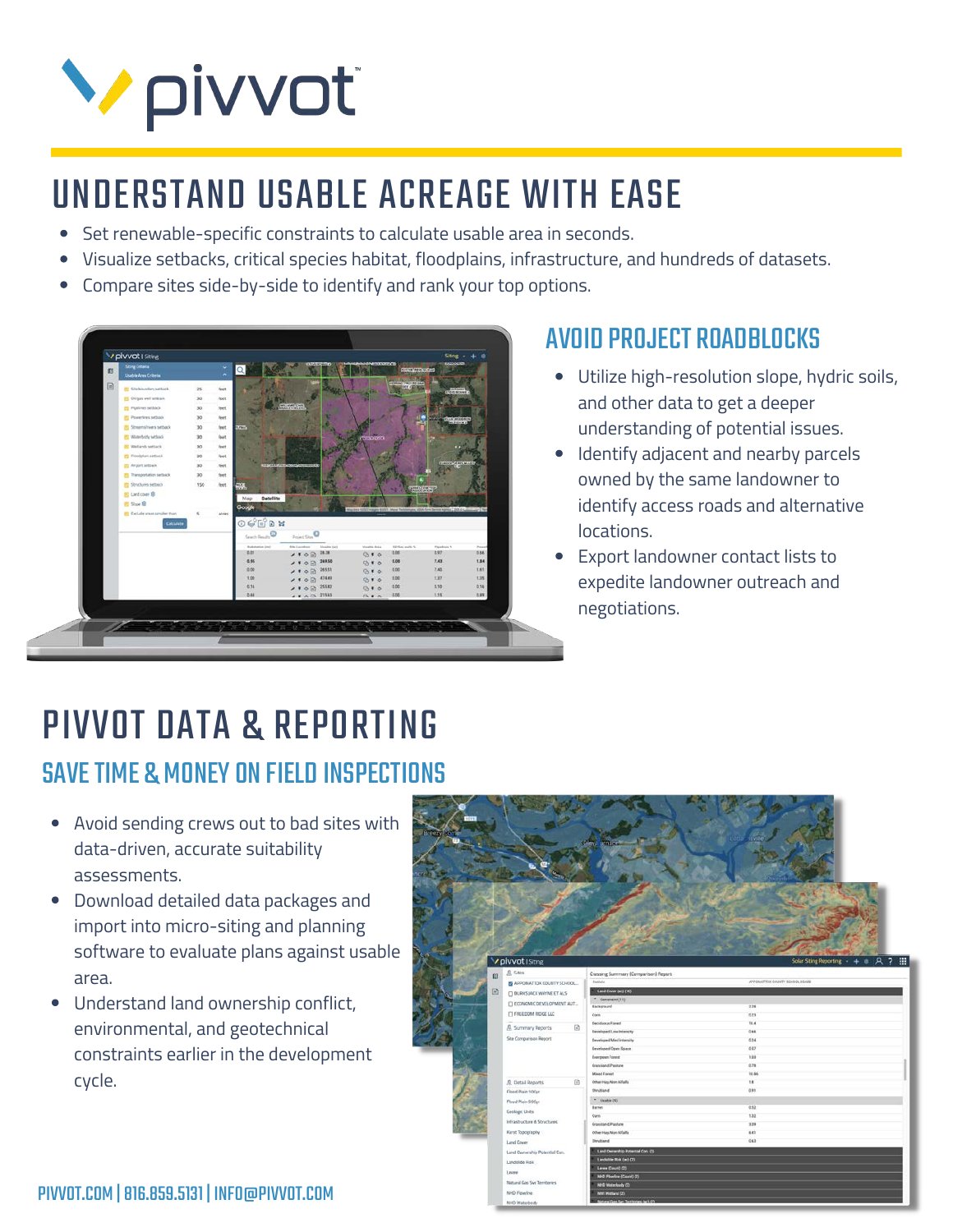# UNDERSTAND USABLE ACREAGE WITH EASE

- Set renewable-specific constraints to calculate usable area in seconds.
- Visualize setbacks, critical species habitat, floodplains, infrastructure, and hundreds of datasets.
- Compare sites side-by-side to identify and rank your top options.

## AVOID PROJECT ROADBLOCKS

- Utilize high-resolution slope, hydric soils, and other data to get a deeper understanding of potential issues.
- Identify adjacent and nearby parcels owned by the same landowner to identify access roads and alternative locations.
- Export landowner contact lists to expedite landowner outreach and negotiations.

# PIVVOT DATA & REPORTING

## SAVE TIME & MONEY ON FIELD INSPECTIONS

- Avoid sending crews out to bad sites with data-driven, accurate suitability assessments.
- Download detailed data packages and import into micro-siting and planning software to evaluate plans against usable area.
- Understand land ownership conflict, environmental, and geotechnical constraints earlier in the development cycle.

PIVVOT.COM | 816.859.5131 | INFO@PIVVOT.COM